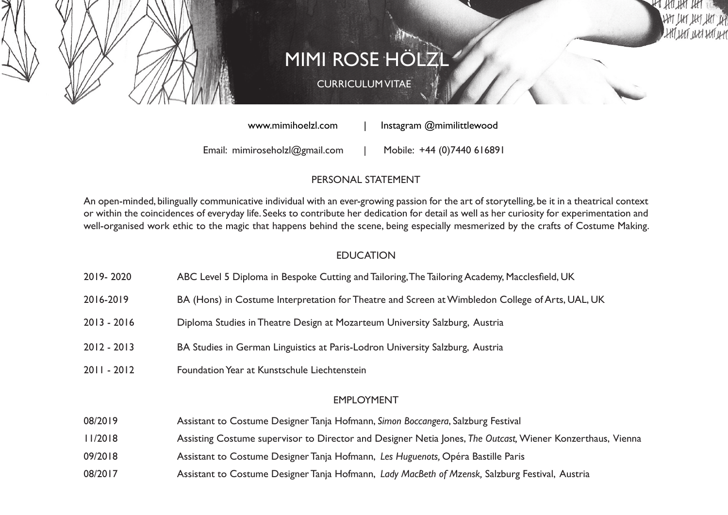# MIMI ROSE HÖLZL

CURRICULUM VITAE

www.mimihoelzl.com | Instagram @mimilittlewood

Email: mimiroseholzl@gmail.com | Mobile: +44 (0)7440 616891

## PERSONAL STATEMENT

An open-minded, bilingually communicative individual with an ever-growing passion for the art of storytelling, be it in a theatrical context or within the coincidences of everyday life. Seeks to contribute her dedication for detail as well as her curiosity for experimentation and well-organised work ethic to the magic that happens behind the scene, being especially mesmerized by the crafts of Costume Making.

## EDUCATION

| | |
|---|---|
| 2019- 2020 | ABC Level 5 Diploma in Bespoke Cutting and Tailoring, The Tailoring Academy, Macclesfield, UK |
| 2016-2019 | BA (Hons) in Costume Interpretation for Theatre and Screen at Wimbledon College of Arts, UAL, UK |
| 2013 - 2016 | Diploma Studies in Theatre Design at Mozarteum University Salzburg, Austria |
| 2012 - 2013 | BA Studies in German Linguistics at Paris-Lodron University Salzburg, Austria |
| 2011 - 2012 | Foundation Year at Kunstschule Liechtenstein |

## EMPLOYMENT

| | |
|---|---|
| 08/2019 | Assistant to Costume Designer Tanja Hofmann, *Simon Boccangera*, Salzburg Festival |
| 11/2018 | Assisting Costume supervisor to Director and Designer Netia Jones, *The Outcast,* Wiener Konzerthaus, Vienna |
| 09/2018 | Assistant to Costume Designer Tanja Hofmann, *Les Huguenots,* Opéra Bastille Paris |
| 08/2017 | Assistant to Costume Designer Tanja Hofmann, *Lady MacBeth of Mzensk,* Salzburg Festival, Austria |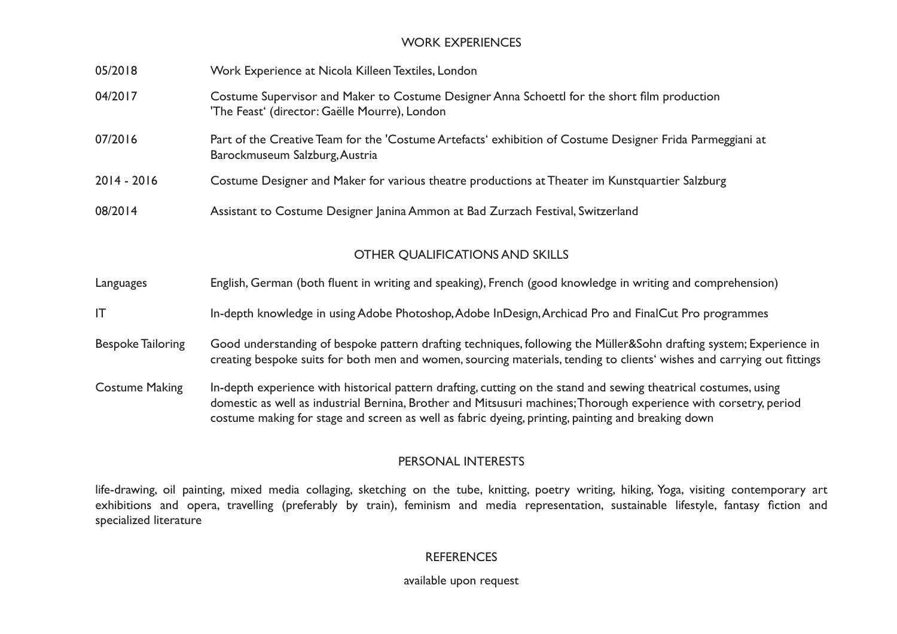## WORK EXPERIENCES

| | |
|---|---|
| 05/2018 | Work Experience at Nicola Killeen Textiles, London |
| 04/2017 | Costume Supervisor and Maker to Costume Designer Anna Schoettl for the short film production 'The Feast‘ (director: Gaëlle Mourre), London |
| 07/2016 | Part of the Creative Team for the 'Costume Artefacts‘ exhibition of Costume Designer Frida Parmeggiani at Barockmuseum Salzburg, Austria |
| 2014 - 2016 | Costume Designer and Maker for various theatre productions at Theater im Kunstquartier Salzburg |
| 08/2014 | Assistant to Costume Designer Janina Ammon at Bad Zurzach Festival, Switzerland |

## OTHER QUALIFICATIONS AND SKILLS

| | |
|---|---|
| Languages | English, German (both fluent in writing and speaking), French (good knowledge in writing and comprehension) |
| IT | In-depth knowledge in using Adobe Photoshop, Adobe InDesign, Archicad Pro and FinalCut Pro programmes |
| Bespoke Tailoring | Good understanding of bespoke pattern drafting techniques, following the Müller&Sohn drafting system; Experience in creating bespoke suits for both men and women, sourcing materials, tending to clients‘ wishes and carrying out fittings |
| Costume Making | In-depth experience with historical pattern drafting, cutting on the stand and sewing theatrical costumes, using domestic as well as industrial Bernina, Brother and Mitsusuri machines; Thorough experience with corsetry, period costume making for stage and screen as well as fabric dyeing, printing, painting and breaking down |

## PERSONAL INTERESTS

life-drawing, oil painting, mixed media collaging, sketching on the tube, knitting, poetry writing, hiking, Yoga, visiting contemporary art exhibitions and opera, travelling (preferably by train), feminism and media representation, sustainable lifestyle, fantasy fiction and specialized literature

## REFERENCES

available upon request